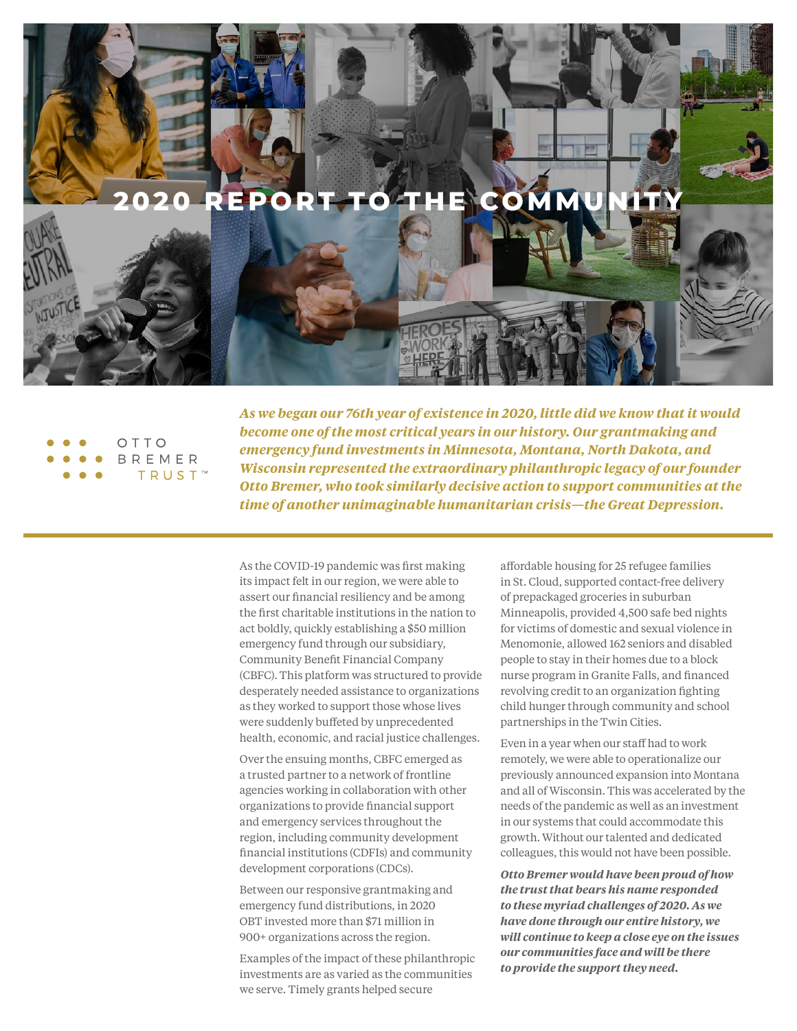# 2020 REPORT TO THE COMMUNITY

OTTO BREMER TRUST™

***As we began our 76th year of existence in 2020, little did we know that it would become one of the most critical years in our history. Our grantmaking and emergency fund investments in Minnesota, Montana, North Dakota, and Wisconsin represented the extraordinary philanthropic legacy of our founder Otto Bremer, who took similarly decisive action to support communities at the time of another unimaginable humanitarian crisis—the Great Depression.***

As the COVID-19 pandemic was first making its impact felt in our region, we were able to assert our financial resiliency and be among the first charitable institutions in the nation to act boldly, quickly establishing a $50 million emergency fund through our subsidiary, Community Benefit Financial Company (CBFC). This platform was structured to provide desperately needed assistance to organizations as they worked to support those whose lives were suddenly buffeted by unprecedented health, economic, and racial justice challenges.

Over the ensuing months, CBFC emerged as a trusted partner to a network of frontline agencies working in collaboration with other organizations to provide financial support and emergency services throughout the region, including community development financial institutions (CDFIs) and community development corporations (CDCs).

Between our responsive grantmaking and emergency fund distributions, in 2020 OBT invested more than $71 million in 900+ organizations across the region.

Examples of the impact of these philanthropic investments are as varied as the communities we serve. Timely grants helped secure affordable housing for 25 refugee families in St. Cloud, supported contact-free delivery of prepackaged groceries in suburban Minneapolis, provided 4,500 safe bed nights for victims of domestic and sexual violence in Menomonie, allowed 162 seniors and disabled people to stay in their homes due to a block nurse program in Granite Falls, and financed revolving credit to an organization fighting child hunger through community and school partnerships in the Twin Cities.

Even in a year when our staff had to work remotely, we were able to operationalize our previously announced expansion into Montana and all of Wisconsin. This was accelerated by the needs of the pandemic as well as an investment in our systems that could accommodate this growth. Without our talented and dedicated colleagues, this would not have been possible.

***Otto Bremer would have been proud of how the trust that bears his name responded to these myriad challenges of 2020. As we have done through our entire history, we will continue to keep a close eye on the issues our communities face and will be there to provide the support they need.***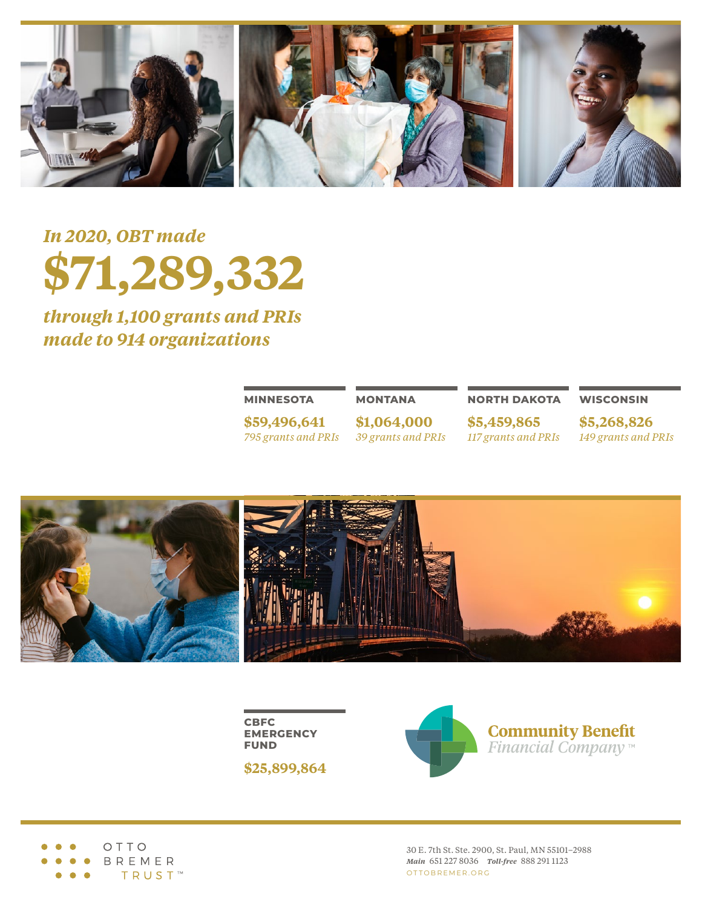*In 2020, OBT made*

# $71,289,332

*through 1,100 grants and PRIs made to 914 organizations*

| MINNESOTA | MONTANA | NORTH DAKOTA | WISCONSIN |
|---|---|---|---|
| **$59,496,641** | **$1,064,000** | **$5,459,865** | **$5,268,826** |
| *795 grants and PRIs* | *39 grants and PRIs* | *117 grants and PRIs* | *149 grants and PRIs* |

**CBFC EMERGENCY FUND**

**$25,899,864**

**Community Benefit** *Financial Company*™

OTTO BREMER TRUST™

30 E. 7th St. Ste. 2900, St. Paul, MN 55101–2988
*Main* 651 227 8036 *Toll-free* 888 291 1123
OTTOBREMER.ORG